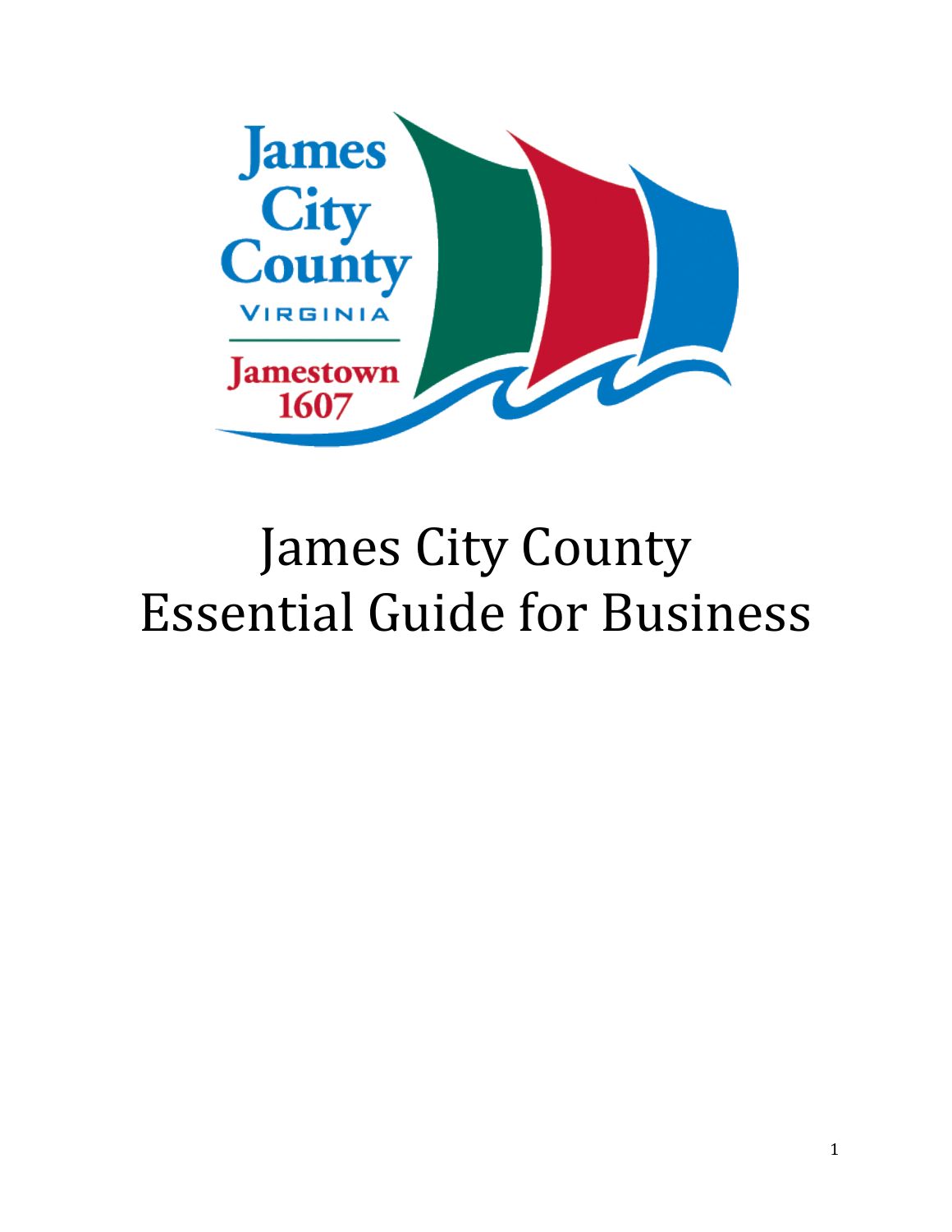# James City County Essential Guide for Business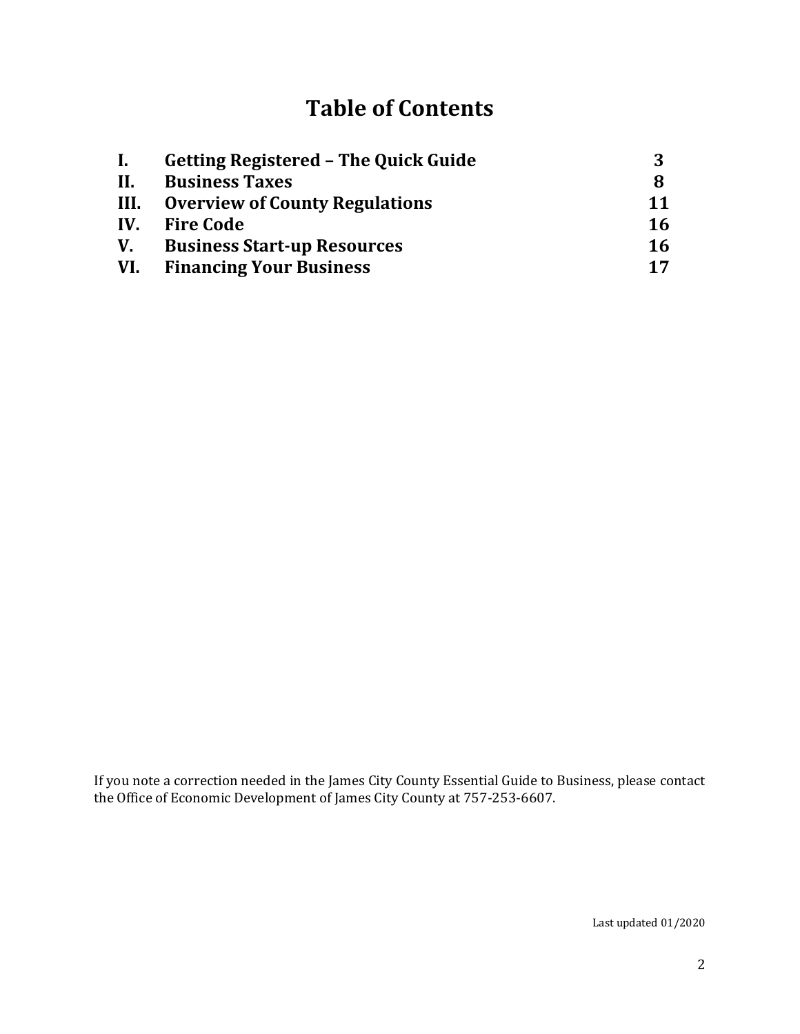# Table of Contents

| | | |
|---|---|---|
| **I.** | **Getting Registered – The Quick Guide** | **3** |
| **II.** | **Business Taxes** | **8** |
| **III.** | **Overview of County Regulations** | **11** |
| **IV.** | **Fire Code** | **16** |
| **V.** | **Business Start-up Resources** | **16** |
| **VI.** | **Financing Your Business** | **17** |

If you note a correction needed in the James City County Essential Guide to Business, please contact the Office of Economic Development of James City County at 757-253-6607.

Last updated 01/2020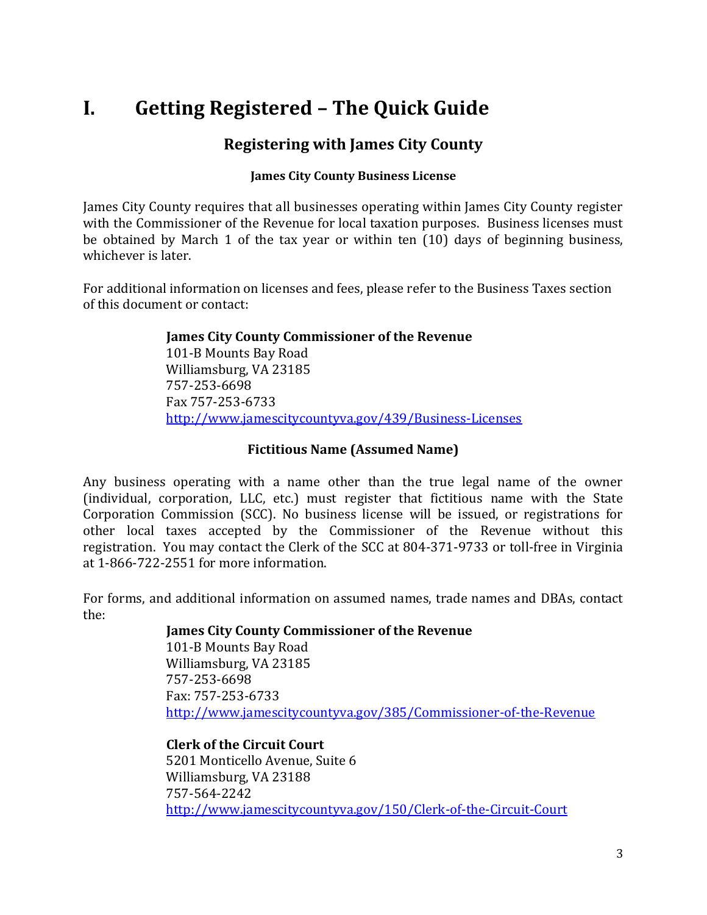# I. Getting Registered – The Quick Guide

## Registering with James City County

### James City County Business License

James City County requires that all businesses operating within James City County register with the Commissioner of the Revenue for local taxation purposes. Business licenses must be obtained by March 1 of the tax year or within ten (10) days of beginning business, whichever is later.

For additional information on licenses and fees, please refer to the Business Taxes section of this document or contact:

**James City County Commissioner of the Revenue**
101-B Mounts Bay Road
Williamsburg, VA 23185
757-253-6698
Fax 757-253-6733
http://www.jamescitycountyva.gov/439/Business-Licenses

### Fictitious Name (Assumed Name)

Any business operating with a name other than the true legal name of the owner (individual, corporation, LLC, etc.) must register that fictitious name with the State Corporation Commission (SCC). No business license will be issued, or registrations for other local taxes accepted by the Commissioner of the Revenue without this registration. You may contact the Clerk of the SCC at 804-371-9733 or toll-free in Virginia at 1-866-722-2551 for more information.

For forms, and additional information on assumed names, trade names and DBAs, contact the:

**James City County Commissioner of the Revenue**
101-B Mounts Bay Road
Williamsburg, VA 23185
757-253-6698
Fax: 757-253-6733
http://www.jamescitycountyva.gov/385/Commissioner-of-the-Revenue

**Clerk of the Circuit Court**
5201 Monticello Avenue, Suite 6
Williamsburg, VA 23188
757-564-2242
http://www.jamescitycountyva.gov/150/Clerk-of-the-Circuit-Court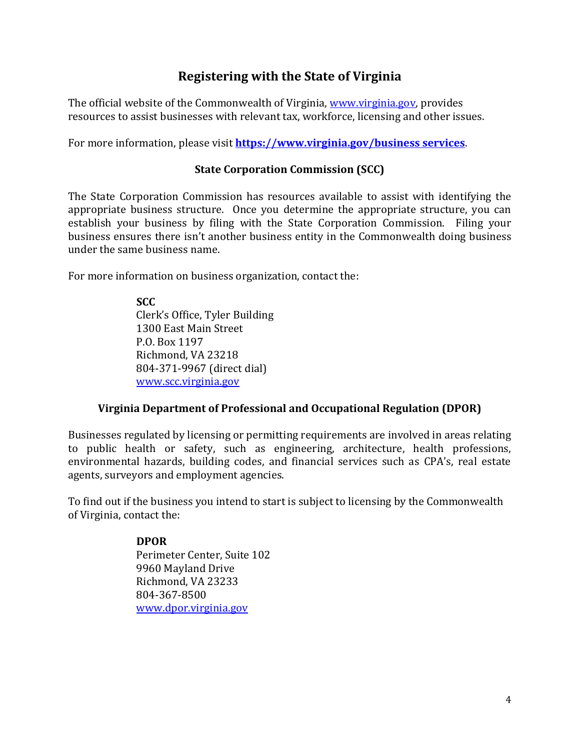# Registering with the State of Virginia

The official website of the Commonwealth of Virginia, [www.virginia.gov](http://www.virginia.gov), provides resources to assist businesses with relevant tax, workforce, licensing and other issues.

For more information, please visit **[https://www.virginia.gov/business services](https://www.virginia.gov/business services)**.

## State Corporation Commission (SCC)

The State Corporation Commission has resources available to assist with identifying the appropriate business structure. Once you determine the appropriate structure, you can establish your business by filing with the State Corporation Commission. Filing your business ensures there isn't another business entity in the Commonwealth doing business under the same business name.

For more information on business organization, contact the:

> **SCC**
> Clerk's Office, Tyler Building
> 1300 East Main Street
> P.O. Box 1197
> Richmond, VA 23218
> 804-371-9967 (direct dial)
> [www.scc.virginia.gov](http://www.scc.virginia.gov)

## Virginia Department of Professional and Occupational Regulation (DPOR)

Businesses regulated by licensing or permitting requirements are involved in areas relating to public health or safety, such as engineering, architecture, health professions, environmental hazards, building codes, and financial services such as CPA's, real estate agents, surveyors and employment agencies.

To find out if the business you intend to start is subject to licensing by the Commonwealth of Virginia, contact the:

> **DPOR**
> Perimeter Center, Suite 102
> 9960 Mayland Drive
> Richmond, VA 23233
> 804-367-8500
> [www.dpor.virginia.gov](http://www.dpor.virginia.gov)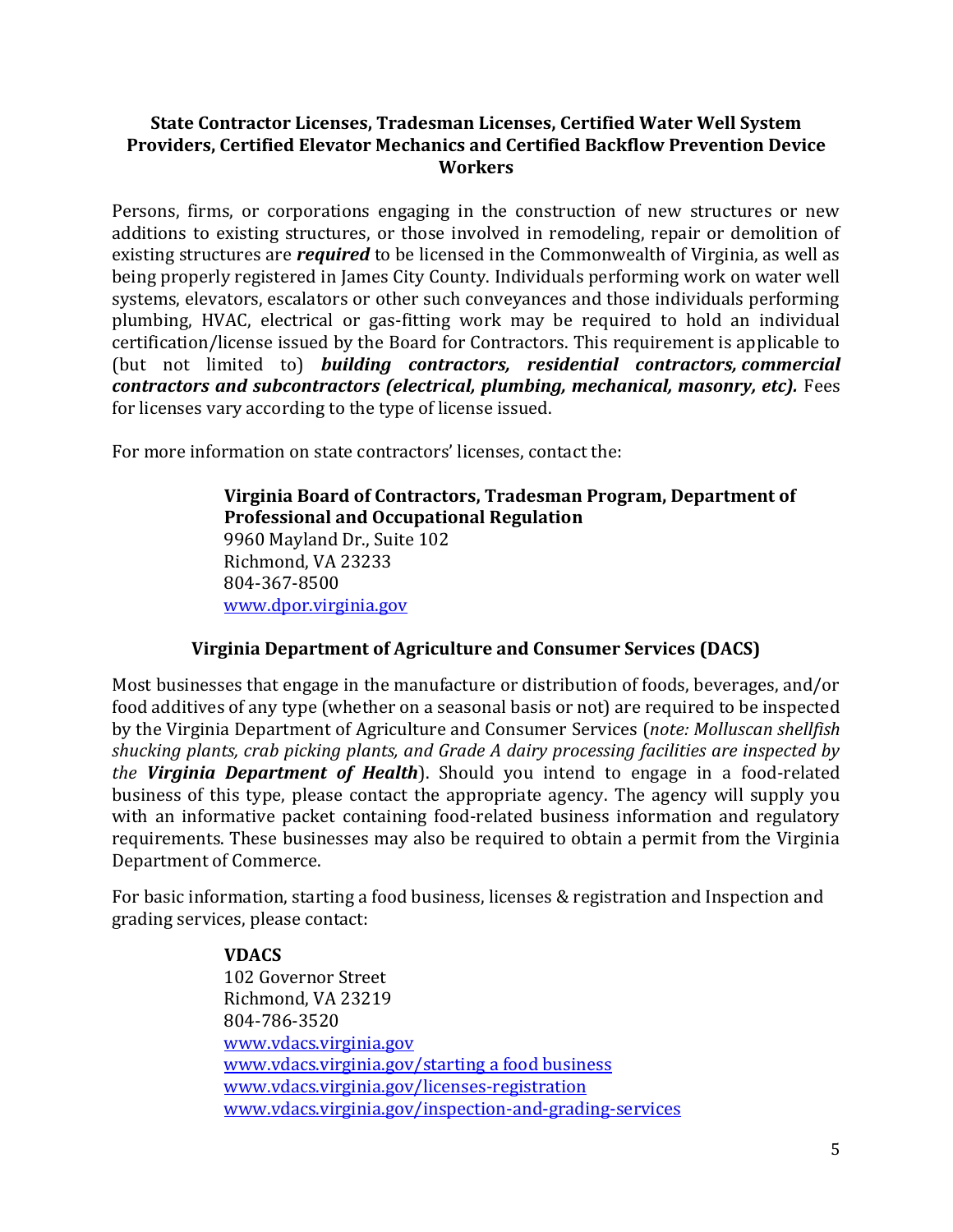## State Contractor Licenses, Tradesman Licenses, Certified Water Well System Providers, Certified Elevator Mechanics and Certified Backflow Prevention Device Workers

Persons, firms, or corporations engaging in the construction of new structures or new additions to existing structures, or those involved in remodeling, repair or demolition of existing structures are ***required*** to be licensed in the Commonwealth of Virginia, as well as being properly registered in James City County. Individuals performing work on water well systems, elevators, escalators or other such conveyances and those individuals performing plumbing, HVAC, electrical or gas-fitting work may be required to hold an individual certification/license issued by the Board for Contractors. This requirement is applicable to (but not limited to) ***building contractors, residential contractors, commercial contractors and subcontractors (electrical, plumbing, mechanical, masonry, etc).*** Fees for licenses vary according to the type of license issued.

For more information on state contractors' licenses, contact the:

> **Virginia Board of Contractors, Tradesman Program, Department of Professional and Occupational Regulation**
> 9960 Mayland Dr., Suite 102
> Richmond, VA 23233
> 804-367-8500
> [www.dpor.virginia.gov](www.dpor.virginia.gov)

## Virginia Department of Agriculture and Consumer Services (DACS)

Most businesses that engage in the manufacture or distribution of foods, beverages, and/or food additives of any type (whether on a seasonal basis or not) are required to be inspected by the Virginia Department of Agriculture and Consumer Services (*note: Molluscan shellfish shucking plants, crab picking plants, and Grade A dairy processing facilities are inspected by the **Virginia Department of Health***). Should you intend to engage in a food-related business of this type, please contact the appropriate agency. The agency will supply you with an informative packet containing food-related business information and regulatory requirements. These businesses may also be required to obtain a permit from the Virginia Department of Commerce.

For basic information, starting a food business, licenses & registration and Inspection and grading services, please contact:

> **VDACS**
> 102 Governor Street
> Richmond, VA 23219
> 804-786-3520
> [www.vdacs.virginia.gov](www.vdacs.virginia.gov)
> [www.vdacs.virginia.gov/starting a food business](www.vdacs.virginia.gov/starting a food business)
> [www.vdacs.virginia.gov/licenses-registration](www.vdacs.virginia.gov/licenses-registration)
> [www.vdacs.virginia.gov/inspection-and-grading-services](www.vdacs.virginia.gov/inspection-and-grading-services)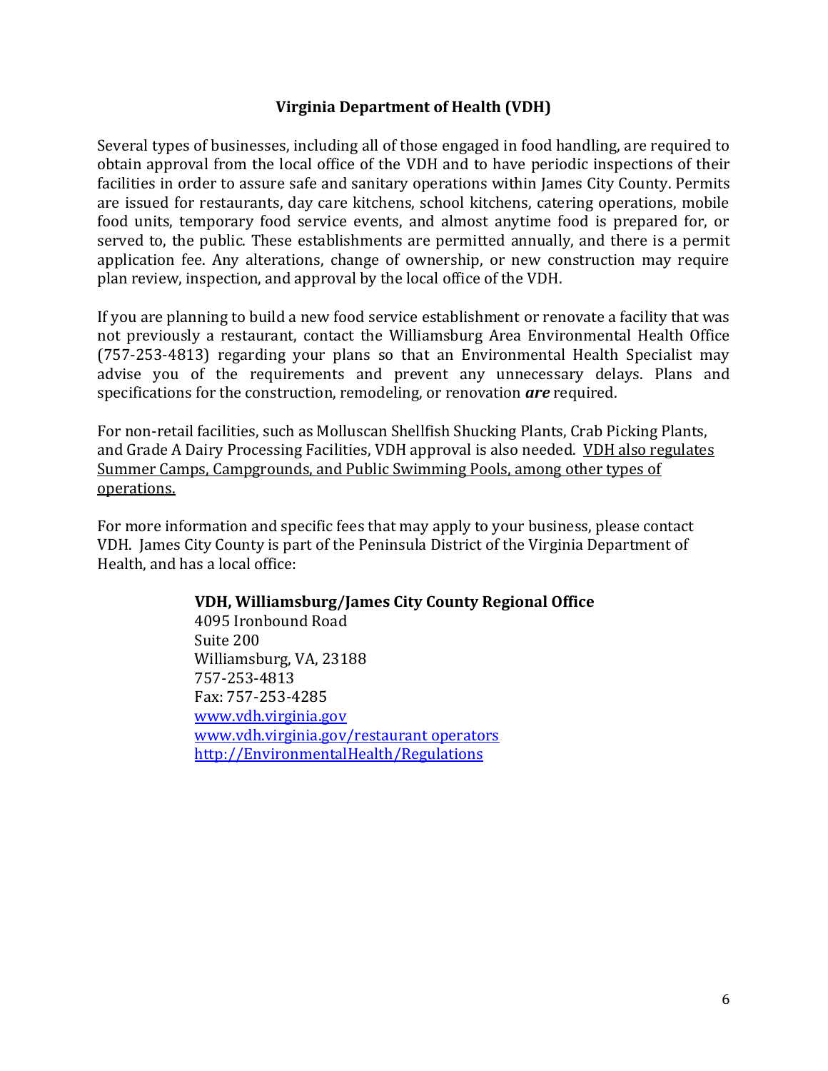## Virginia Department of Health (VDH)

Several types of businesses, including all of those engaged in food handling, are required to obtain approval from the local office of the VDH and to have periodic inspections of their facilities in order to assure safe and sanitary operations within James City County. Permits are issued for restaurants, day care kitchens, school kitchens, catering operations, mobile food units, temporary food service events, and almost anytime food is prepared for, or served to, the public. These establishments are permitted annually, and there is a permit application fee. Any alterations, change of ownership, or new construction may require plan review, inspection, and approval by the local office of the VDH.

If you are planning to build a new food service establishment or renovate a facility that was not previously a restaurant, contact the Williamsburg Area Environmental Health Office (757-253-4813) regarding your plans so that an Environmental Health Specialist may advise you of the requirements and prevent any unnecessary delays. Plans and specifications for the construction, remodeling, or renovation ***are*** required.

For non-retail facilities, such as Molluscan Shellfish Shucking Plants, Crab Picking Plants, and Grade A Dairy Processing Facilities, VDH approval is also needed. <u>VDH also regulates Summer Camps, Campgrounds, and Public Swimming Pools, among other types of operations.</u>

For more information and specific fees that may apply to your business, please contact VDH. James City County is part of the Peninsula District of the Virginia Department of Health, and has a local office:

**VDH, Williamsburg/James City County Regional Office**
4095 Ironbound Road
Suite 200
Williamsburg, VA, 23188
757-253-4813
Fax: 757-253-4285
www.vdh.virginia.gov
www.vdh.virginia.gov/restaurant operators
http://EnvironmentalHealth/Regulations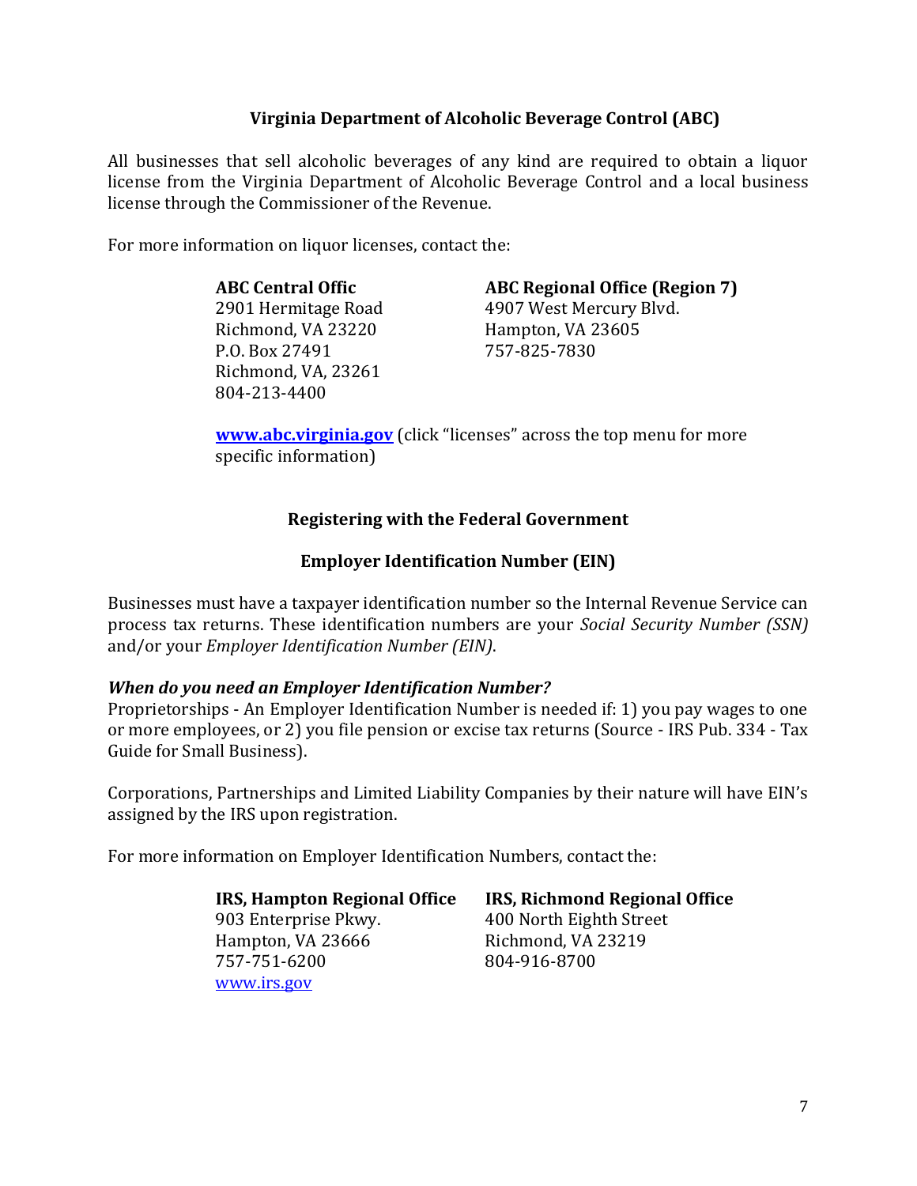## Virginia Department of Alcoholic Beverage Control (ABC)

All businesses that sell alcoholic beverages of any kind are required to obtain a liquor license from the Virginia Department of Alcoholic Beverage Control and a local business license through the Commissioner of the Revenue.

For more information on liquor licenses, contact the:

**ABC Central Offic**
2901 Hermitage Road
Richmond, VA 23220
P.O. Box 27491
Richmond, VA, 23261
804-213-4400

**ABC Regional Office (Region 7)**
4907 West Mercury Blvd.
Hampton, VA 23605
757-825-7830

**www.abc.virginia.gov** (click "licenses" across the top menu for more specific information)

## Registering with the Federal Government

### Employer Identification Number (EIN)

Businesses must have a taxpayer identification number so the Internal Revenue Service can process tax returns. These identification numbers are your *Social Security Number (SSN)* and/or your *Employer Identification Number (EIN)*.

***When do you need an Employer Identification Number?***
Proprietorships - An Employer Identification Number is needed if: 1) you pay wages to one or more employees, or 2) you file pension or excise tax returns (Source - IRS Pub. 334 - Tax Guide for Small Business).

Corporations, Partnerships and Limited Liability Companies by their nature will have EIN's assigned by the IRS upon registration.

For more information on Employer Identification Numbers, contact the:

**IRS, Hampton Regional Office**
903 Enterprise Pkwy.
Hampton, VA 23666
757-751-6200
www.irs.gov

**IRS, Richmond Regional Office**
400 North Eighth Street
Richmond, VA 23219
804-916-8700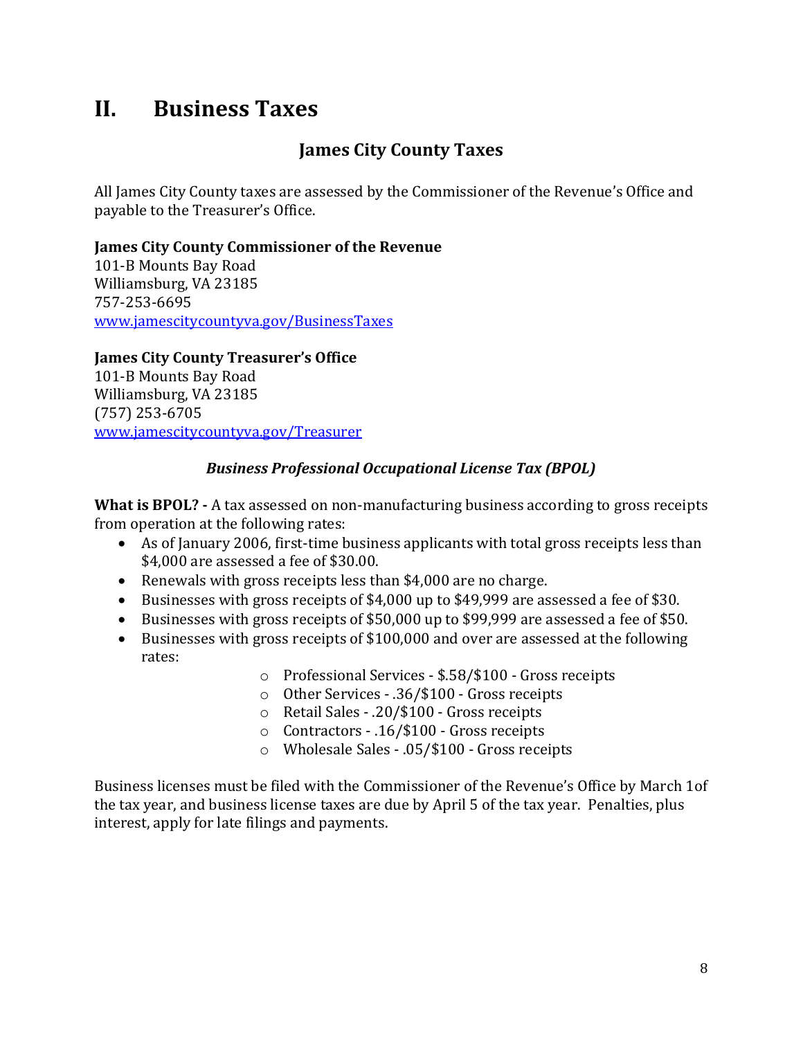# II. Business Taxes

## James City County Taxes

All James City County taxes are assessed by the Commissioner of the Revenue's Office and payable to the Treasurer's Office.

**James City County Commissioner of the Revenue**
101-B Mounts Bay Road
Williamsburg, VA 23185
757-253-6695
www.jamescitycountyva.gov/BusinessTaxes

**James City County Treasurer's Office**
101-B Mounts Bay Road
Williamsburg, VA 23185
(757) 253-6705
www.jamescitycountyva.gov/Treasurer

### *Business Professional Occupational License Tax (BPOL)*

**What is BPOL? -** A tax assessed on non-manufacturing business according to gross receipts from operation at the following rates:

- As of January 2006, first-time business applicants with total gross receipts less than $4,000 are assessed a fee of $30.00.
- Renewals with gross receipts less than $4,000 are no charge.
- Businesses with gross receipts of $4,000 up to $49,999 are assessed a fee of $30.
- Businesses with gross receipts of $50,000 up to $99,999 are assessed a fee of $50.
- Businesses with gross receipts of $100,000 and over are assessed at the following rates:
    - Professional Services - $.58/$100 - Gross receipts
    - Other Services - .36/$100 - Gross receipts
    - Retail Sales - .20/$100 - Gross receipts
    - Contractors - .16/$100 - Gross receipts
    - Wholesale Sales - .05/$100 - Gross receipts

Business licenses must be filed with the Commissioner of the Revenue's Office by March 1of the tax year, and business license taxes are due by April 5 of the tax year. Penalties, plus interest, apply for late filings and payments.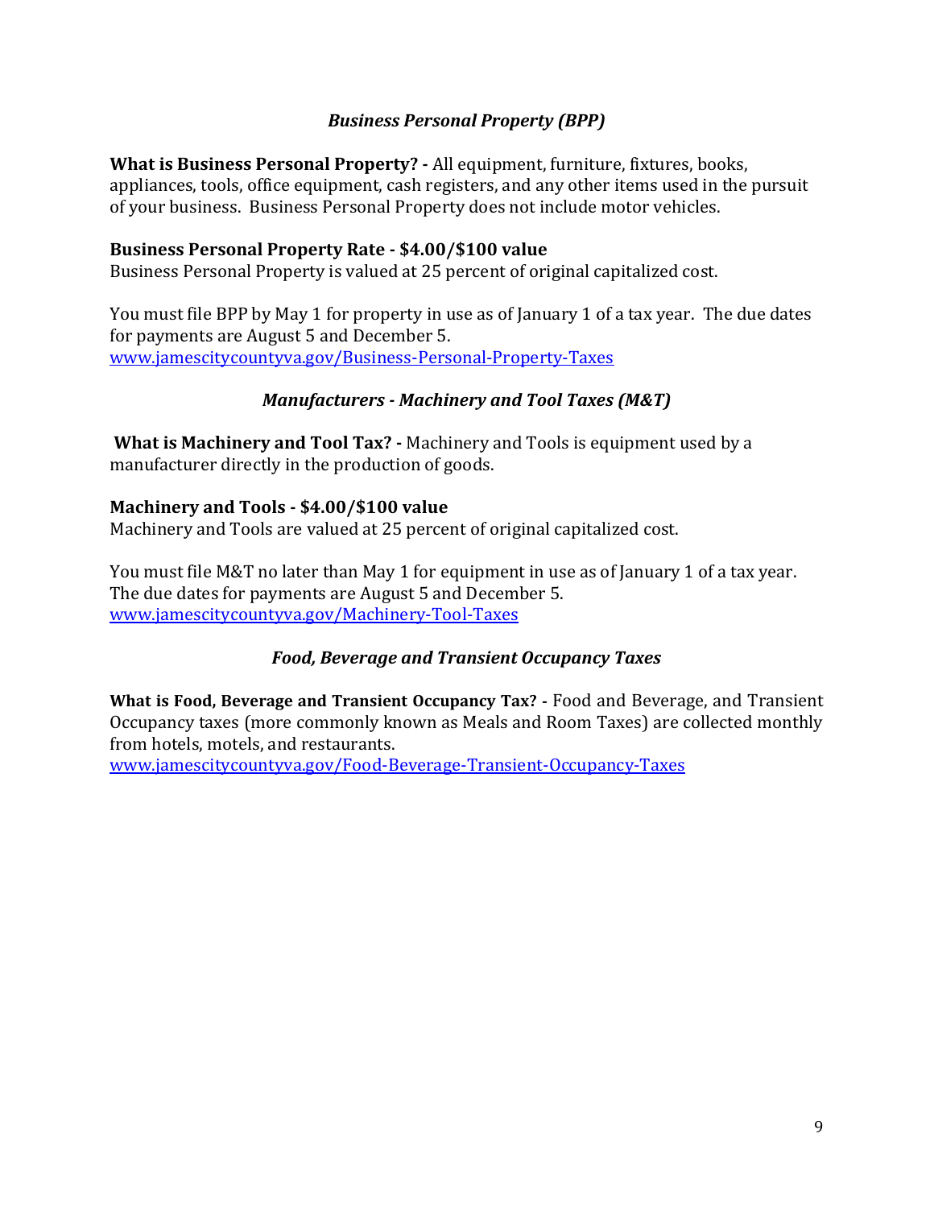### *Business Personal Property (BPP)*

**What is Business Personal Property? -** All equipment, furniture, fixtures, books, appliances, tools, office equipment, cash registers, and any other items used in the pursuit of your business. Business Personal Property does not include motor vehicles.

**Business Personal Property Rate - $4.00/$100 value**
Business Personal Property is valued at 25 percent of original capitalized cost.

You must file BPP by May 1 for property in use as of January 1 of a tax year. The due dates for payments are August 5 and December 5.
[www.jamescitycountyva.gov/Business-Personal-Property-Taxes](http://www.jamescitycountyva.gov/Business-Personal-Property-Taxes)

### *Manufacturers - Machinery and Tool Taxes (M&T)*

**What is Machinery and Tool Tax? -** Machinery and Tools is equipment used by a manufacturer directly in the production of goods.

**Machinery and Tools - $4.00/$100 value**
Machinery and Tools are valued at 25 percent of original capitalized cost.

You must file M&T no later than May 1 for equipment in use as of January 1 of a tax year. The due dates for payments are August 5 and December 5.
[www.jamescitycountyva.gov/Machinery-Tool-Taxes](http://www.jamescitycountyva.gov/Machinery-Tool-Taxes)

### *Food, Beverage and Transient Occupancy Taxes*

**What is Food, Beverage and Transient Occupancy Tax? -** Food and Beverage, and Transient Occupancy taxes (more commonly known as Meals and Room Taxes) are collected monthly from hotels, motels, and restaurants.
[www.jamescitycountyva.gov/Food-Beverage-Transient-Occupancy-Taxes](http://www.jamescitycountyva.gov/Food-Beverage-Transient-Occupancy-Taxes)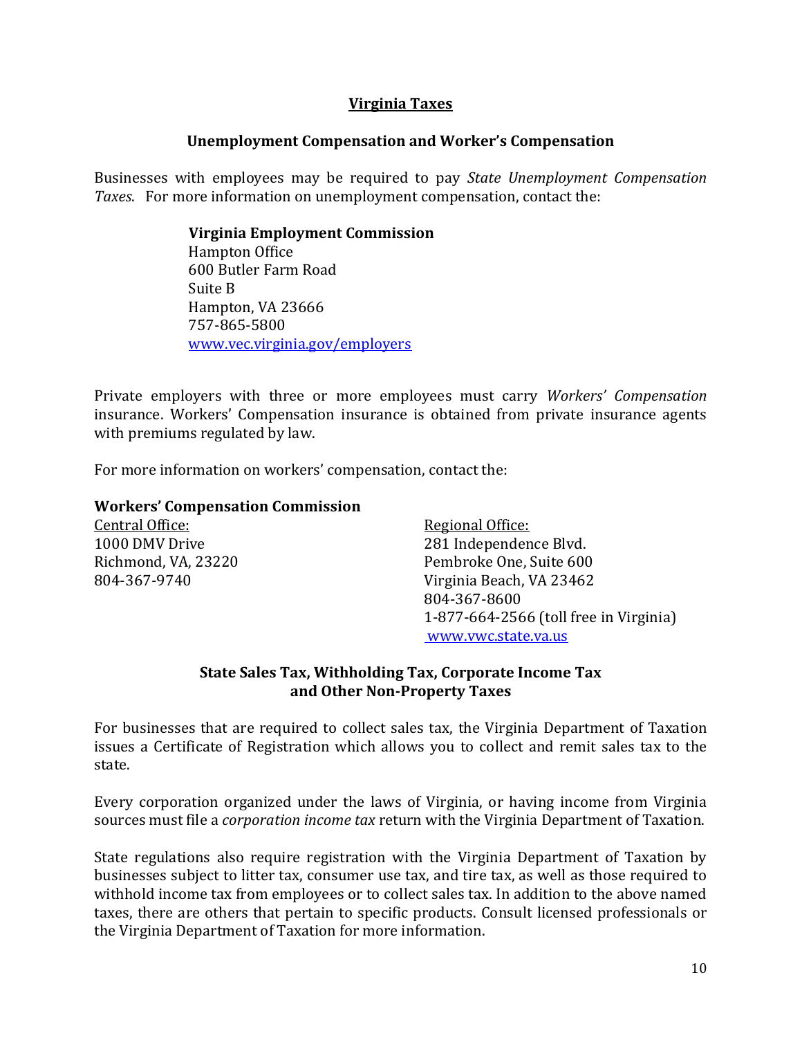## Virginia Taxes

### Unemployment Compensation and Worker's Compensation

Businesses with employees may be required to pay *State Unemployment Compensation Taxes*. For more information on unemployment compensation, contact the:

**Virginia Employment Commission**
Hampton Office
600 Butler Farm Road
Suite B
Hampton, VA 23666
757-865-5800
[www.vec.virginia.gov/employers](http://www.vec.virginia.gov/employers)

Private employers with three or more employees must carry *Workers' Compensation* insurance. Workers' Compensation insurance is obtained from private insurance agents with premiums regulated by law.

For more information on workers' compensation, contact the:

**Workers' Compensation Commission**

Central Office:
1000 DMV Drive
Richmond, VA, 23220
804-367-9740

Regional Office:
281 Independence Blvd.
Pembroke One, Suite 600
Virginia Beach, VA 23462
804-367-8600
1-877-664-2566 (toll free in Virginia)
[www.vwc.state.va.us](http://www.vwc.state.va.us)

### State Sales Tax, Withholding Tax, Corporate Income Tax and Other Non-Property Taxes

For businesses that are required to collect sales tax, the Virginia Department of Taxation issues a Certificate of Registration which allows you to collect and remit sales tax to the state.

Every corporation organized under the laws of Virginia, or having income from Virginia sources must file a *corporation income tax* return with the Virginia Department of Taxation.

State regulations also require registration with the Virginia Department of Taxation by businesses subject to litter tax, consumer use tax, and tire tax, as well as those required to withhold income tax from employees or to collect sales tax. In addition to the above named taxes, there are others that pertain to specific products. Consult licensed professionals or the Virginia Department of Taxation for more information.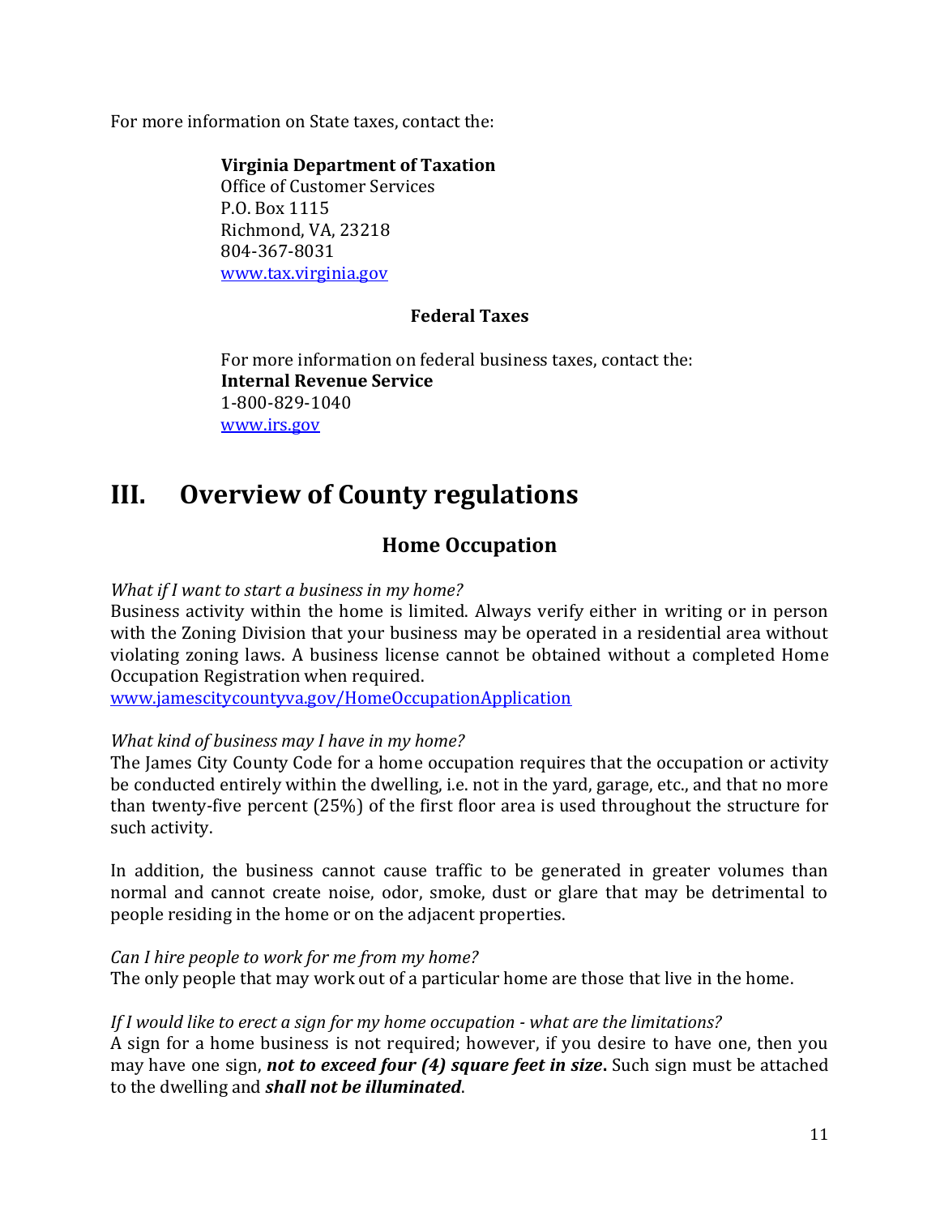For more information on State taxes, contact the:

**Virginia Department of Taxation**
Office of Customer Services
P.O. Box 1115
Richmond, VA, 23218
804-367-8031
www.tax.virginia.gov

### Federal Taxes

For more information on federal business taxes, contact the:
**Internal Revenue Service**
1-800-829-1040
www.irs.gov

# III. Overview of County regulations

## Home Occupation

*What if I want to start a business in my home?*
Business activity within the home is limited. Always verify either in writing or in person with the Zoning Division that your business may be operated in a residential area without violating zoning laws. A business license cannot be obtained without a completed Home Occupation Registration when required.
www.jamescitycountyva.gov/HomeOccupationApplication

*What kind of business may I have in my home?*
The James City County Code for a home occupation requires that the occupation or activity be conducted entirely within the dwelling, i.e. not in the yard, garage, etc., and that no more than twenty-five percent (25%) of the first floor area is used throughout the structure for such activity.

In addition, the business cannot cause traffic to be generated in greater volumes than normal and cannot create noise, odor, smoke, dust or glare that may be detrimental to people residing in the home or on the adjacent properties.

*Can I hire people to work for me from my home?*
The only people that may work out of a particular home are those that live in the home.

*If I would like to erect a sign for my home occupation - what are the limitations?*
A sign for a home business is not required; however, if you desire to have one, then you may have one sign, ***not to exceed four (4) square feet in size*****.** Such sign must be attached to the dwelling and ***shall not be illuminated***.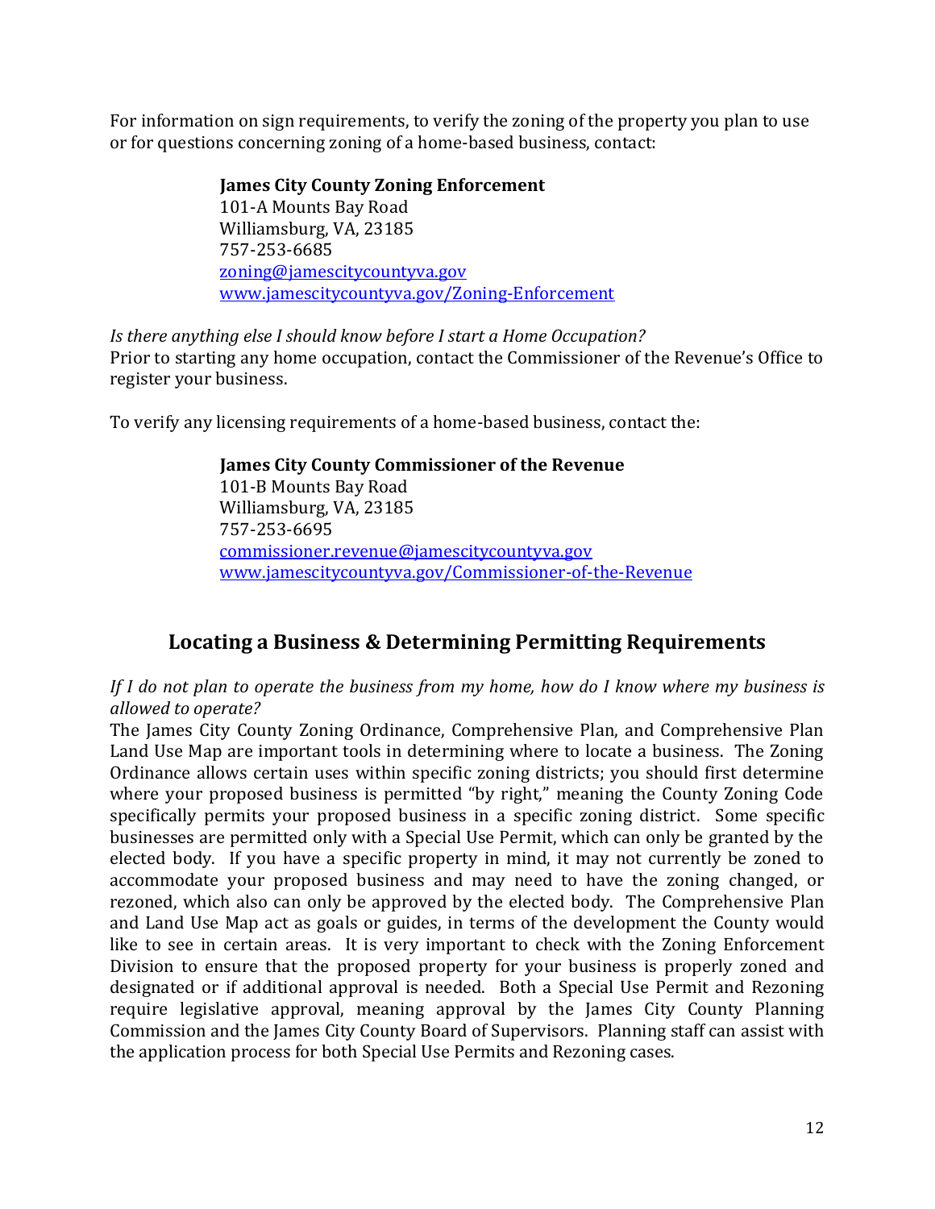For information on sign requirements, to verify the zoning of the property you plan to use or for questions concerning zoning of a home-based business, contact:

**James City County Zoning Enforcement**
101-A Mounts Bay Road
Williamsburg, VA, 23185
757-253-6685
zoning@jamescitycountyva.gov
www.jamescitycountyva.gov/Zoning-Enforcement

*Is there anything else I should know before I start a Home Occupation?*
Prior to starting any home occupation, contact the Commissioner of the Revenue's Office to register your business.

To verify any licensing requirements of a home-based business, contact the:

**James City County Commissioner of the Revenue**
101-B Mounts Bay Road
Williamsburg, VA, 23185
757-253-6695
commissioner.revenue@jamescitycountyva.gov
www.jamescitycountyva.gov/Commissioner-of-the-Revenue

## Locating a Business & Determining Permitting Requirements

*If I do not plan to operate the business from my home, how do I know where my business is allowed to operate?*
The James City County Zoning Ordinance, Comprehensive Plan, and Comprehensive Plan Land Use Map are important tools in determining where to locate a business. The Zoning Ordinance allows certain uses within specific zoning districts; you should first determine where your proposed business is permitted "by right," meaning the County Zoning Code specifically permits your proposed business in a specific zoning district. Some specific businesses are permitted only with a Special Use Permit, which can only be granted by the elected body. If you have a specific property in mind, it may not currently be zoned to accommodate your proposed business and may need to have the zoning changed, or rezoned, which also can only be approved by the elected body. The Comprehensive Plan and Land Use Map act as goals or guides, in terms of the development the County would like to see in certain areas. It is very important to check with the Zoning Enforcement Division to ensure that the proposed property for your business is properly zoned and designated or if additional approval is needed. Both a Special Use Permit and Rezoning require legislative approval, meaning approval by the James City County Planning Commission and the James City County Board of Supervisors. Planning staff can assist with the application process for both Special Use Permits and Rezoning cases.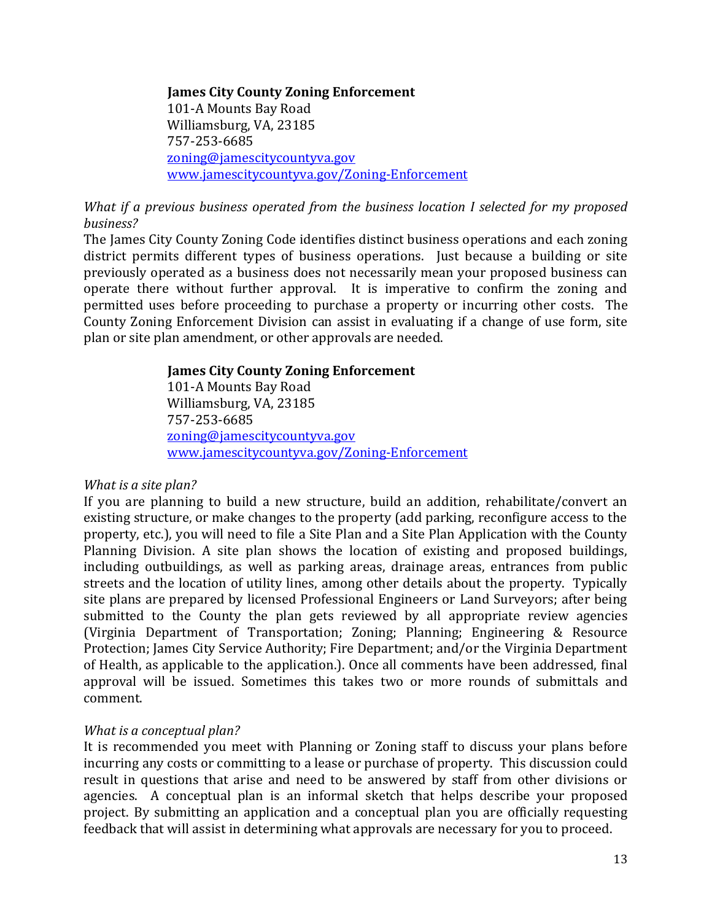**James City County Zoning Enforcement**
101-A Mounts Bay Road
Williamsburg, VA, 23185
757-253-6685
[zoning@jamescitycountyva.gov](mailto:zoning@jamescitycountyva.gov)
[www.jamescitycountyva.gov/Zoning-Enforcement](http://www.jamescitycountyva.gov/Zoning-Enforcement)

*What if a previous business operated from the business location I selected for my proposed business?*

The James City County Zoning Code identifies distinct business operations and each zoning district permits different types of business operations. Just because a building or site previously operated as a business does not necessarily mean your proposed business can operate there without further approval. It is imperative to confirm the zoning and permitted uses before proceeding to purchase a property or incurring other costs. The County Zoning Enforcement Division can assist in evaluating if a change of use form, site plan or site plan amendment, or other approvals are needed.

**James City County Zoning Enforcement**
101-A Mounts Bay Road
Williamsburg, VA, 23185
757-253-6685
[zoning@jamescitycountyva.gov](mailto:zoning@jamescitycountyva.gov)
[www.jamescitycountyva.gov/Zoning-Enforcement](http://www.jamescitycountyva.gov/Zoning-Enforcement)

*What is a site plan?*

If you are planning to build a new structure, build an addition, rehabilitate/convert an existing structure, or make changes to the property (add parking, reconfigure access to the property, etc.), you will need to file a Site Plan and a Site Plan Application with the County Planning Division. A site plan shows the location of existing and proposed buildings, including outbuildings, as well as parking areas, drainage areas, entrances from public streets and the location of utility lines, among other details about the property. Typically site plans are prepared by licensed Professional Engineers or Land Surveyors; after being submitted to the County the plan gets reviewed by all appropriate review agencies (Virginia Department of Transportation; Zoning; Planning; Engineering & Resource Protection; James City Service Authority; Fire Department; and/or the Virginia Department of Health, as applicable to the application.). Once all comments have been addressed, final approval will be issued. Sometimes this takes two or more rounds of submittals and comment.

*What is a conceptual plan?*

It is recommended you meet with Planning or Zoning staff to discuss your plans before incurring any costs or committing to a lease or purchase of property. This discussion could result in questions that arise and need to be answered by staff from other divisions or agencies. A conceptual plan is an informal sketch that helps describe your proposed project. By submitting an application and a conceptual plan you are officially requesting feedback that will assist in determining what approvals are necessary for you to proceed.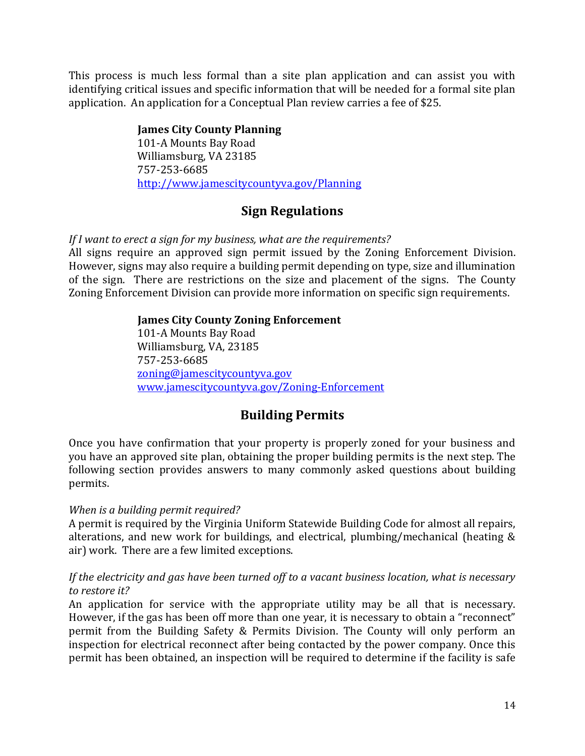This process is much less formal than a site plan application and can assist you with identifying critical issues and specific information that will be needed for a formal site plan application. An application for a Conceptual Plan review carries a fee of $25.

> **James City County Planning**
> 101-A Mounts Bay Road
> Williamsburg, VA 23185
> 757-253-6685
> [http://www.jamescitycountyva.gov/Planning](http://www.jamescitycountyva.gov/Planning)

## Sign Regulations

*If I want to erect a sign for my business, what are the requirements?*
All signs require an approved sign permit issued by the Zoning Enforcement Division. However, signs may also require a building permit depending on type, size and illumination of the sign. There are restrictions on the size and placement of the signs. The County Zoning Enforcement Division can provide more information on specific sign requirements.

> **James City County Zoning Enforcement**
> 101-A Mounts Bay Road
> Williamsburg, VA, 23185
> 757-253-6685
> [zoning@jamescitycountyva.gov](mailto:zoning@jamescitycountyva.gov)
> [www.jamescitycountyva.gov/Zoning-Enforcement](http://www.jamescitycountyva.gov/Zoning-Enforcement)

## Building Permits

Once you have confirmation that your property is properly zoned for your business and you have an approved site plan, obtaining the proper building permits is the next step. The following section provides answers to many commonly asked questions about building permits.

*When is a building permit required?*
A permit is required by the Virginia Uniform Statewide Building Code for almost all repairs, alterations, and new work for buildings, and electrical, plumbing/mechanical (heating & air) work. There are a few limited exceptions.

*If the electricity and gas have been turned off to a vacant business location, what is necessary to restore it?*
An application for service with the appropriate utility may be all that is necessary. However, if the gas has been off more than one year, it is necessary to obtain a "reconnect" permit from the Building Safety & Permits Division. The County will only perform an inspection for electrical reconnect after being contacted by the power company. Once this permit has been obtained, an inspection will be required to determine if the facility is safe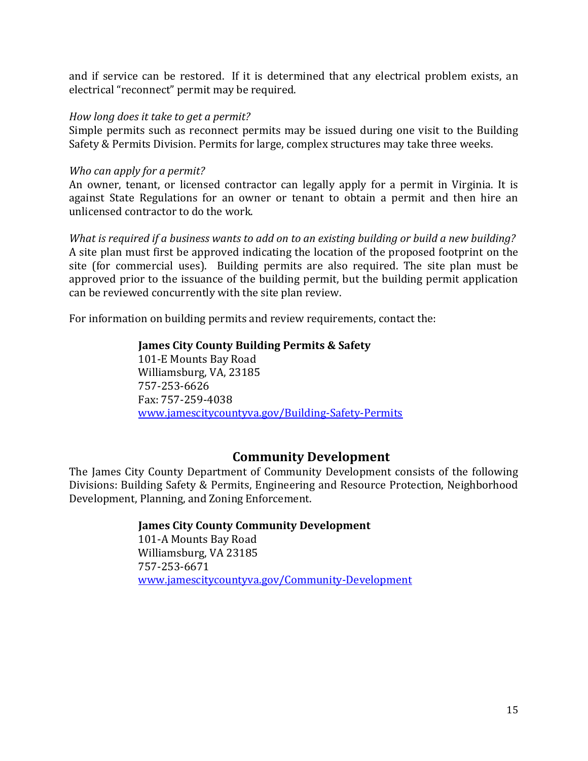and if service can be restored. If it is determined that any electrical problem exists, an electrical "reconnect" permit may be required.

*How long does it take to get a permit?*
Simple permits such as reconnect permits may be issued during one visit to the Building Safety & Permits Division. Permits for large, complex structures may take three weeks.

*Who can apply for a permit?*
An owner, tenant, or licensed contractor can legally apply for a permit in Virginia. It is against State Regulations for an owner or tenant to obtain a permit and then hire an unlicensed contractor to do the work.

*What is required if a business wants to add on to an existing building or build a new building?*
A site plan must first be approved indicating the location of the proposed footprint on the site (for commercial uses). Building permits are also required. The site plan must be approved prior to the issuance of the building permit, but the building permit application can be reviewed concurrently with the site plan review.

For information on building permits and review requirements, contact the:

**James City County Building Permits & Safety**
101-E Mounts Bay Road
Williamsburg, VA, 23185
757-253-6626
Fax: 757-259-4038
[www.jamescitycountyva.gov/Building-Safety-Permits](www.jamescitycountyva.gov/Building-Safety-Permits)

## Community Development

The James City County Department of Community Development consists of the following Divisions: Building Safety & Permits, Engineering and Resource Protection, Neighborhood Development, Planning, and Zoning Enforcement.

**James City County Community Development**
101-A Mounts Bay Road
Williamsburg, VA 23185
757-253-6671
[www.jamescitycountyva.gov/Community-Development](www.jamescitycountyva.gov/Community-Development)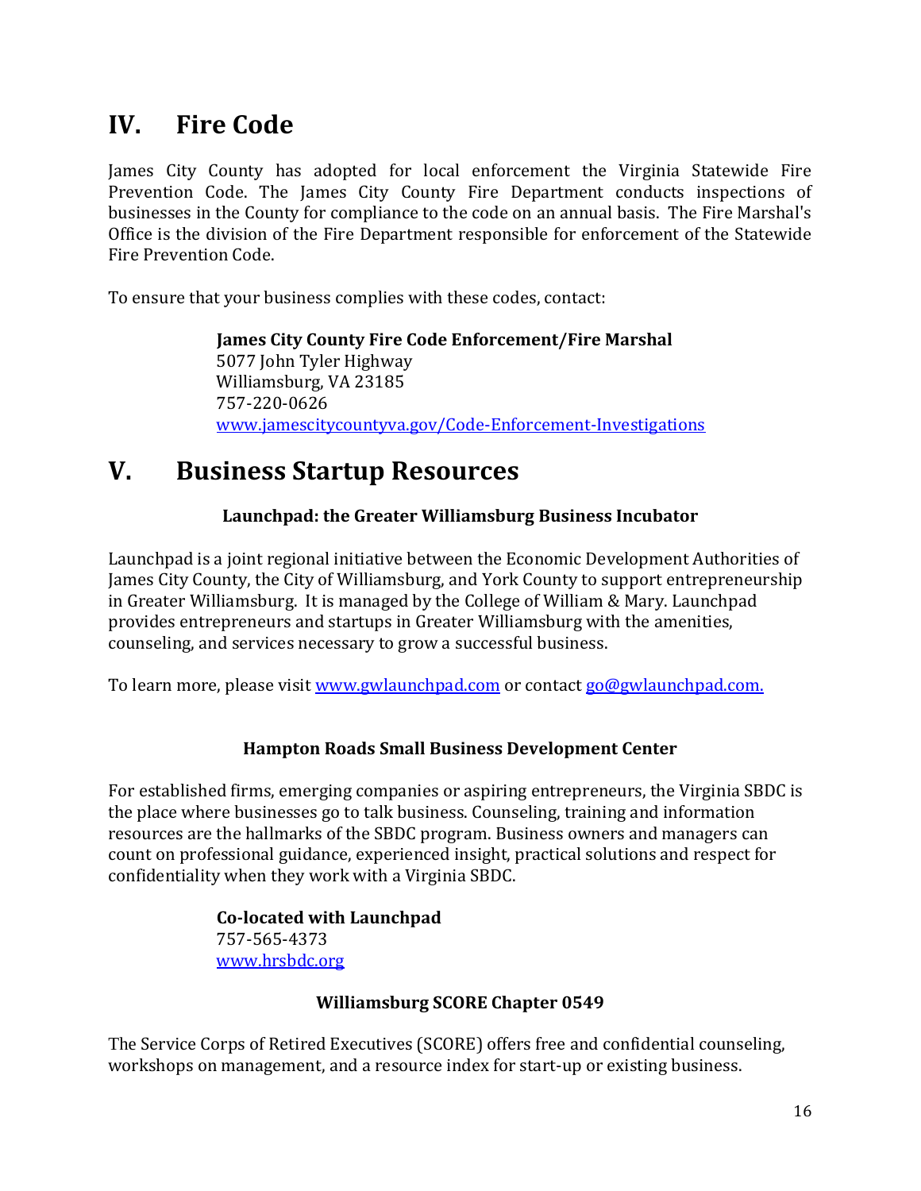# IV. Fire Code

James City County has adopted for local enforcement the Virginia Statewide Fire Prevention Code. The James City County Fire Department conducts inspections of businesses in the County for compliance to the code on an annual basis. The Fire Marshal's Office is the division of the Fire Department responsible for enforcement of the Statewide Fire Prevention Code.

To ensure that your business complies with these codes, contact:

**James City County Fire Code Enforcement/Fire Marshal**
5077 John Tyler Highway
Williamsburg, VA 23185
757-220-0626
www.jamescitycountyva.gov/Code-Enforcement-Investigations

# V. Business Startup Resources

### Launchpad: the Greater Williamsburg Business Incubator

Launchpad is a joint regional initiative between the Economic Development Authorities of James City County, the City of Williamsburg, and York County to support entrepreneurship in Greater Williamsburg. It is managed by the College of William & Mary. Launchpad provides entrepreneurs and startups in Greater Williamsburg with the amenities, counseling, and services necessary to grow a successful business.

To learn more, please visit www.gwlaunchpad.com or contact go@gwlaunchpad.com.

### Hampton Roads Small Business Development Center

For established firms, emerging companies or aspiring entrepreneurs, the Virginia SBDC is the place where businesses go to talk business. Counseling, training and information resources are the hallmarks of the SBDC program. Business owners and managers can count on professional guidance, experienced insight, practical solutions and respect for confidentiality when they work with a Virginia SBDC.

**Co-located with Launchpad**
757-565-4373
www.hrsbdc.org

### Williamsburg SCORE Chapter 0549

The Service Corps of Retired Executives (SCORE) offers free and confidential counseling, workshops on management, and a resource index for start-up or existing business.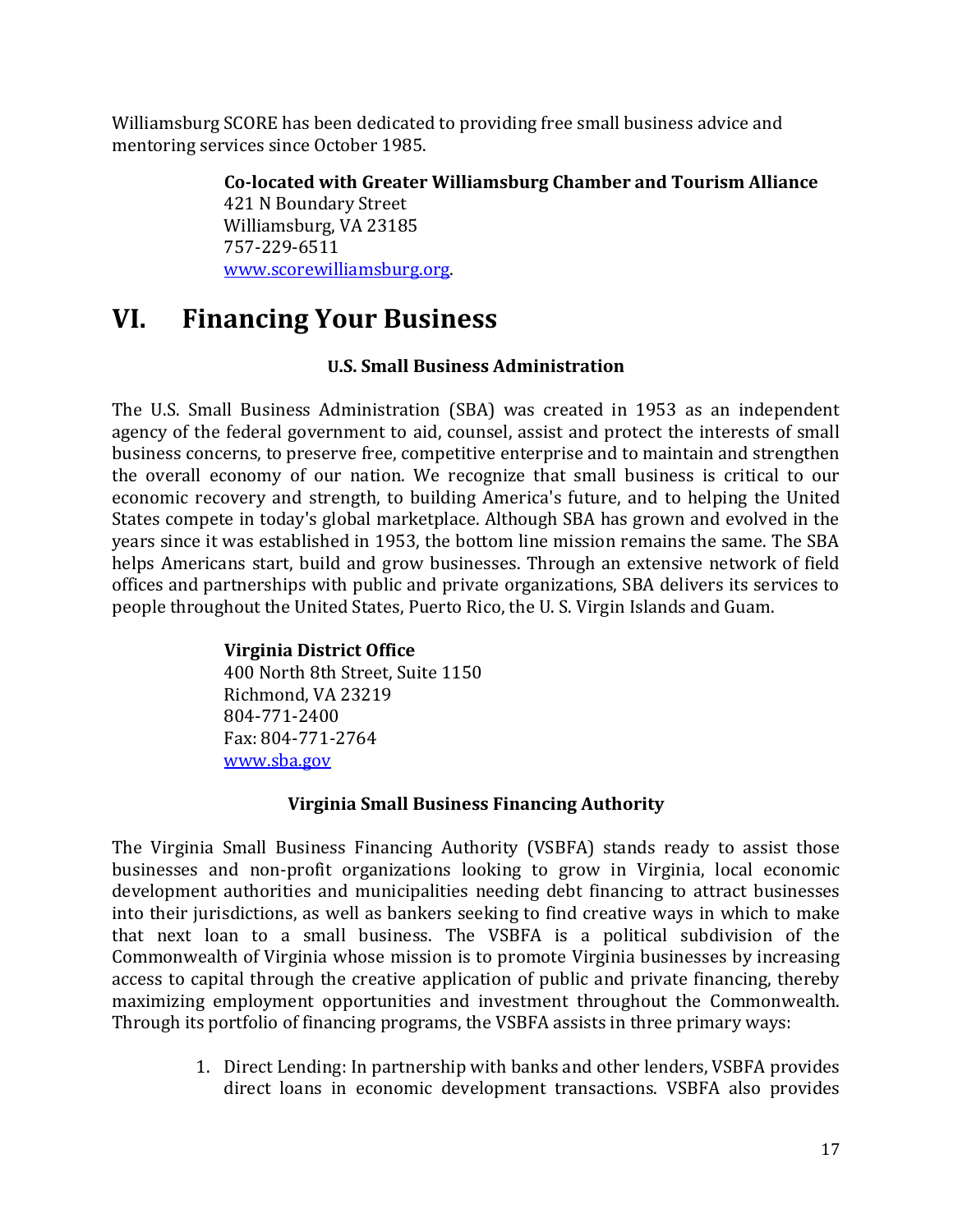Williamsburg SCORE has been dedicated to providing free small business advice and mentoring services since October 1985.

**Co-located with Greater Williamsburg Chamber and Tourism Alliance**
421 N Boundary Street
Williamsburg, VA 23185
757-229-6511
www.scorewilliamsburg.org.

# VI. Financing Your Business

### U.S. Small Business Administration

The U.S. Small Business Administration (SBA) was created in 1953 as an independent agency of the federal government to aid, counsel, assist and protect the interests of small business concerns, to preserve free, competitive enterprise and to maintain and strengthen the overall economy of our nation. We recognize that small business is critical to our economic recovery and strength, to building America's future, and to helping the United States compete in today's global marketplace. Although SBA has grown and evolved in the years since it was established in 1953, the bottom line mission remains the same. The SBA helps Americans start, build and grow businesses. Through an extensive network of field offices and partnerships with public and private organizations, SBA delivers its services to people throughout the United States, Puerto Rico, the U. S. Virgin Islands and Guam.

**Virginia District Office**
400 North 8th Street, Suite 1150
Richmond, VA 23219
804-771-2400
Fax: 804-771-2764
www.sba.gov

### Virginia Small Business Financing Authority

The Virginia Small Business Financing Authority (VSBFA) stands ready to assist those businesses and non-profit organizations looking to grow in Virginia, local economic development authorities and municipalities needing debt financing to attract businesses into their jurisdictions, as well as bankers seeking to find creative ways in which to make that next loan to a small business. The VSBFA is a political subdivision of the Commonwealth of Virginia whose mission is to promote Virginia businesses by increasing access to capital through the creative application of public and private financing, thereby maximizing employment opportunities and investment throughout the Commonwealth. Through its portfolio of financing programs, the VSBFA assists in three primary ways:

1. Direct Lending: In partnership with banks and other lenders, VSBFA provides direct loans in economic development transactions. VSBFA also provides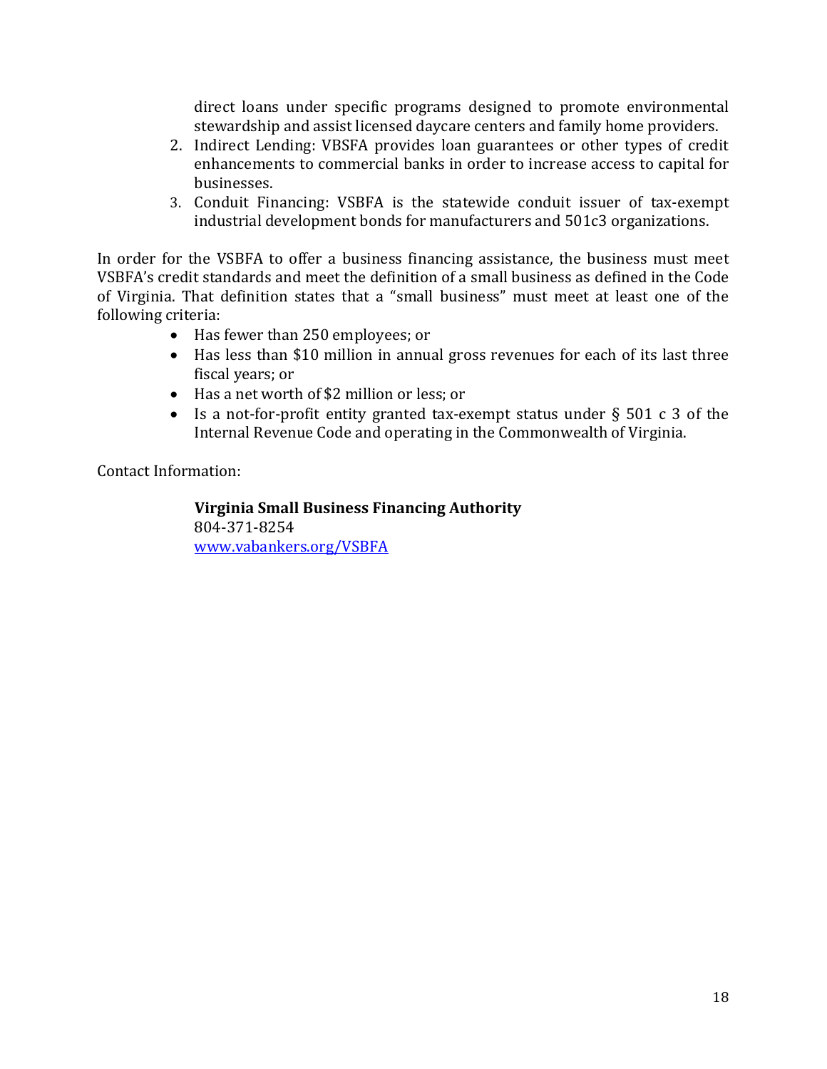direct loans under specific programs designed to promote environmental stewardship and assist licensed daycare centers and family home providers.

2. Indirect Lending: VBSFA provides loan guarantees or other types of credit enhancements to commercial banks in order to increase access to capital for businesses.
3. Conduit Financing: VSBFA is the statewide conduit issuer of tax-exempt industrial development bonds for manufacturers and 501c3 organizations.

In order for the VSBFA to offer a business financing assistance, the business must meet VSBFA's credit standards and meet the definition of a small business as defined in the Code of Virginia. That definition states that a "small business" must meet at least one of the following criteria:

- Has fewer than 250 employees; or
- Has less than $10 million in annual gross revenues for each of its last three fiscal years; or
- Has a net worth of $2 million or less; or
- Is a not-for-profit entity granted tax-exempt status under § 501 c 3 of the Internal Revenue Code and operating in the Commonwealth of Virginia.

Contact Information:

**Virginia Small Business Financing Authority**
804-371-8254
[www.vabankers.org/VSBFA](www.vabankers.org/VSBFA)